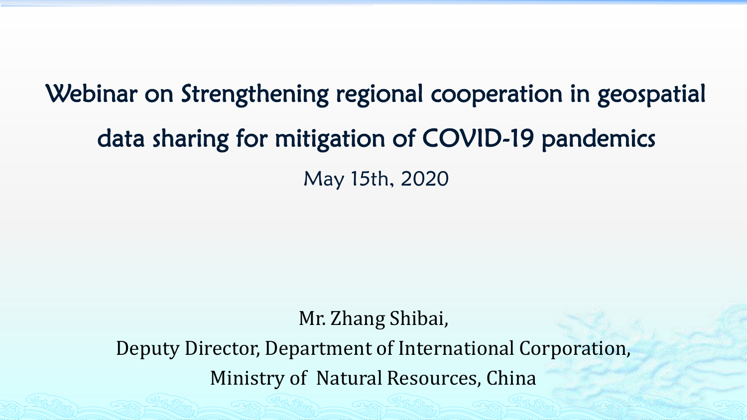# Webinar on Strengthening regional cooperation in geospatial data sharing for mitigation of COVID-19 pandemics

May 15th, 2020

Mr. Zhang Shibai,

Deputy Director, Department of International Corporation,

Ministry of Natural Resources, China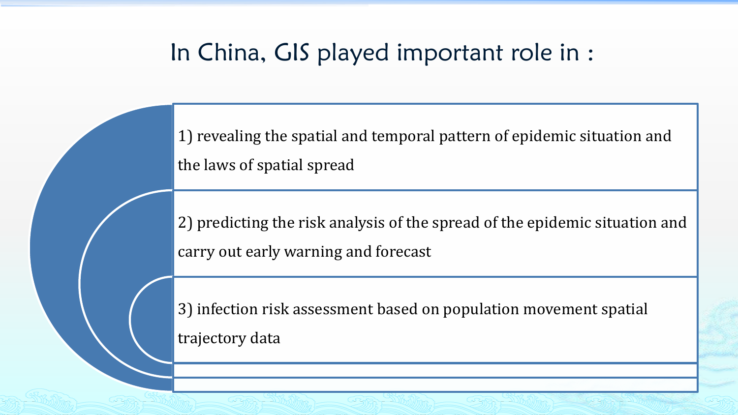# In China, GIS played important role in :

1) revealing the spatial and temporal pattern of epidemic situation and the laws of spatial spread

2) predicting the risk analysis of the spread of the epidemic situation and carry out early warning and forecast

3) infection risk assessment based on population movement spatial trajectory data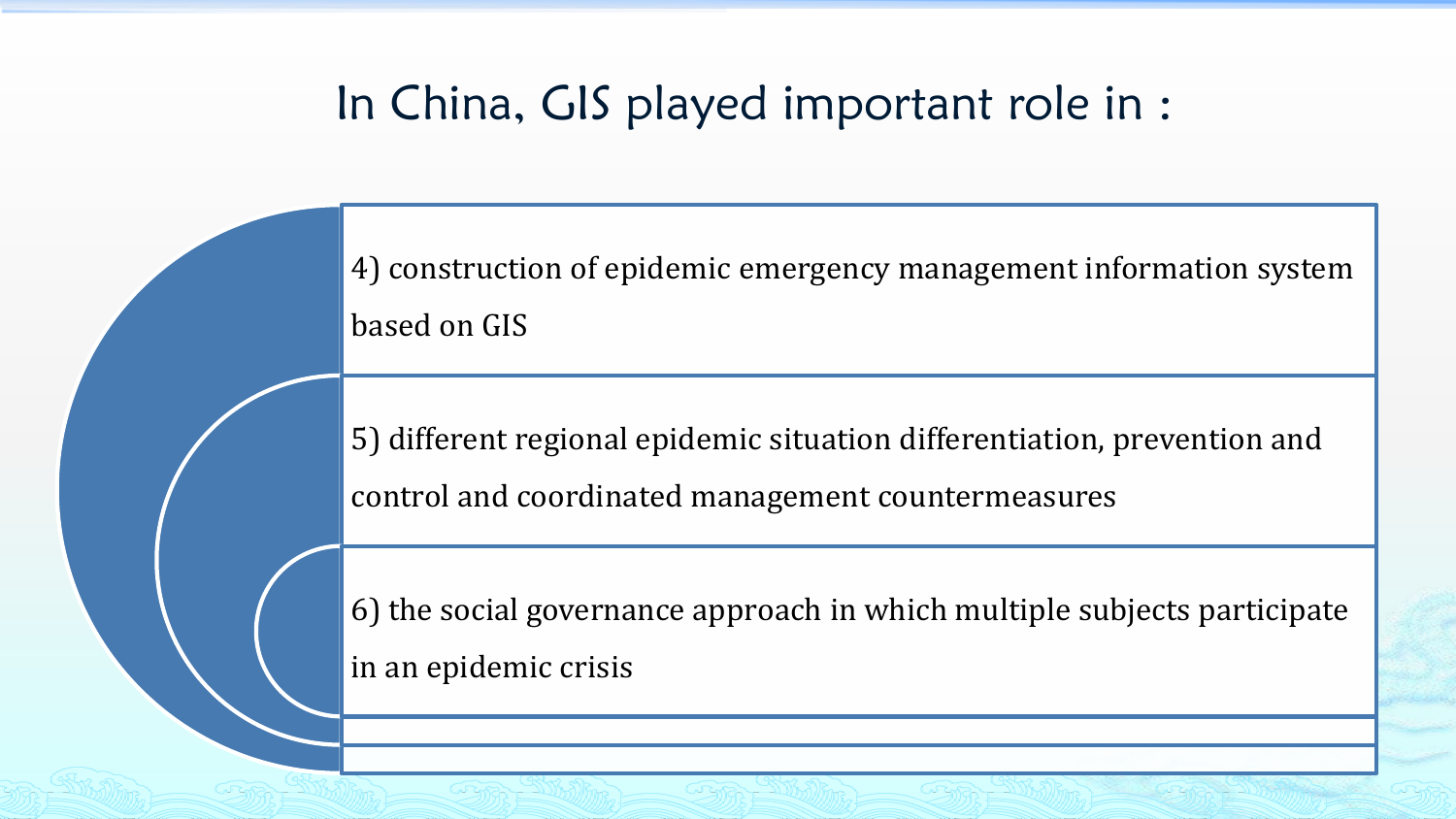# In China, GIS played important role in :

4) construction of epidemic emergency management information system based on GIS

5) different regional epidemic situation differentiation, prevention and control and coordinated management countermeasures

6) the social governance approach in which multiple subjects participate in an epidemic crisis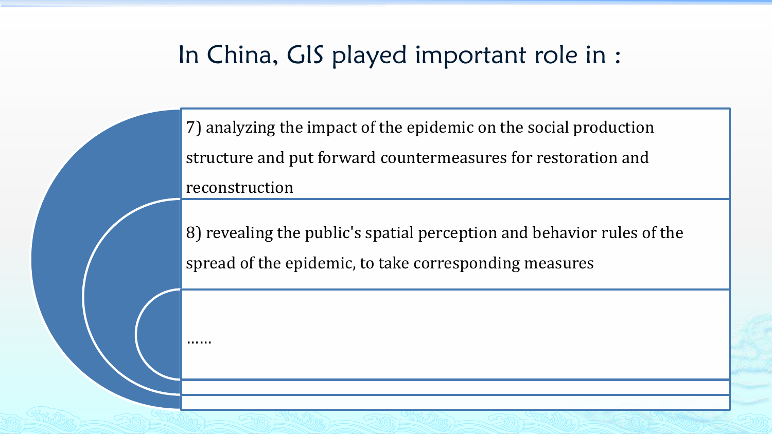# In China, GIS played important role in :

7) analyzing the impact of the epidemic on the social production structure and put forward countermeasures for restoration and reconstruction

8) revealing the public's spatial perception and behavior rules of the spread of the epidemic, to take corresponding measures

……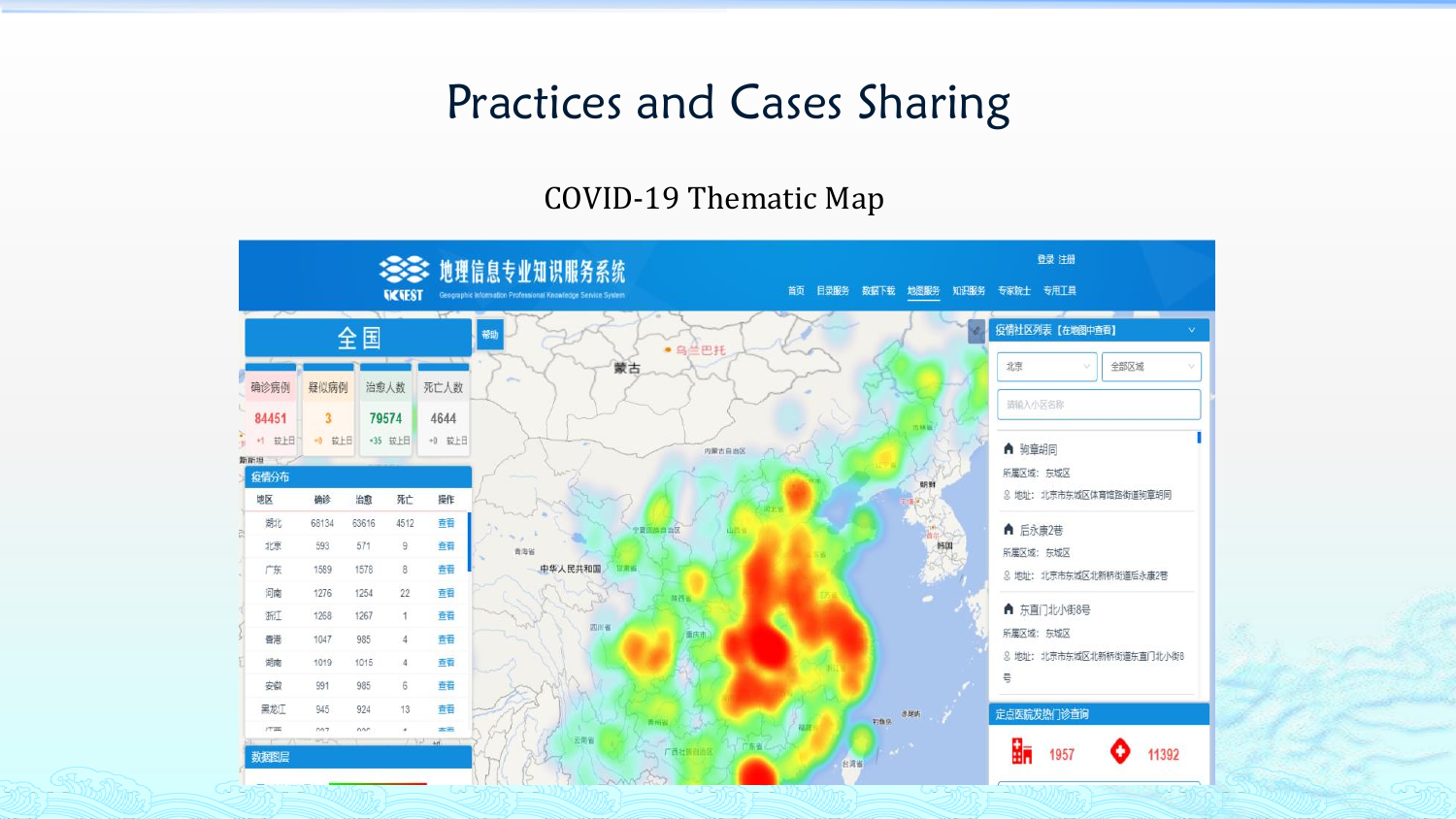# Practices and Cases Sharing

## COVID-19 Thematic Map

地理信息专业知识服务系统

Geographic Information Professional Knowledge Service System

登录 注册

首页 目录服务 数据下载 地图服务 知识服务 专家院士 专用工具

全国

| 确诊病例 | 疑似病例 | 治愈人数 | 死亡人数 |
| --- | --- | --- | --- |
| 84451 | 3 | 79574 | 4644 |
| +1 较上日 | +0 较上日 | +35 较上日 | +0 较上日 |

疫情分布

| 地区 | 确诊 | 治愈 | 死亡 | 操作 |
| --- | --- | --- | --- | --- |
| 湖北 | 68134 | 63616 | 4512 | 查看 |
| 北京 | 593 | 571 | 9 | 查看 |
| 广东 | 1589 | 1578 | 8 | 查看 |
| 河南 | 1276 | 1254 | 22 | 查看 |
| 浙江 | 1268 | 1267 | 1 | 查看 |
| 香港 | 1047 | 985 | 4 | 查看 |
| 湖南 | 1019 | 1015 | 4 | 查看 |
| 安徽 | 991 | 985 | 6 | 查看 |
| 黑龙江 | 945 | 924 | 13 | 查看 |

数据图层

疫情社区列表【在地图中查看】

北京 全部区域

请输入小区名称

- 驹章胡同
  所属区域：东城区
  地址：北京市东城区体育馆路街道驹章胡同
- 后永康2巷
  所属区域：东城区
  地址：北京市东城区北新桥街道后永康2巷
- 东直门北小街8号
  所属区域：东城区
  地址：北京市东城区北新桥街道东直门北小街8号

定点医院发热门诊查询

1957 11392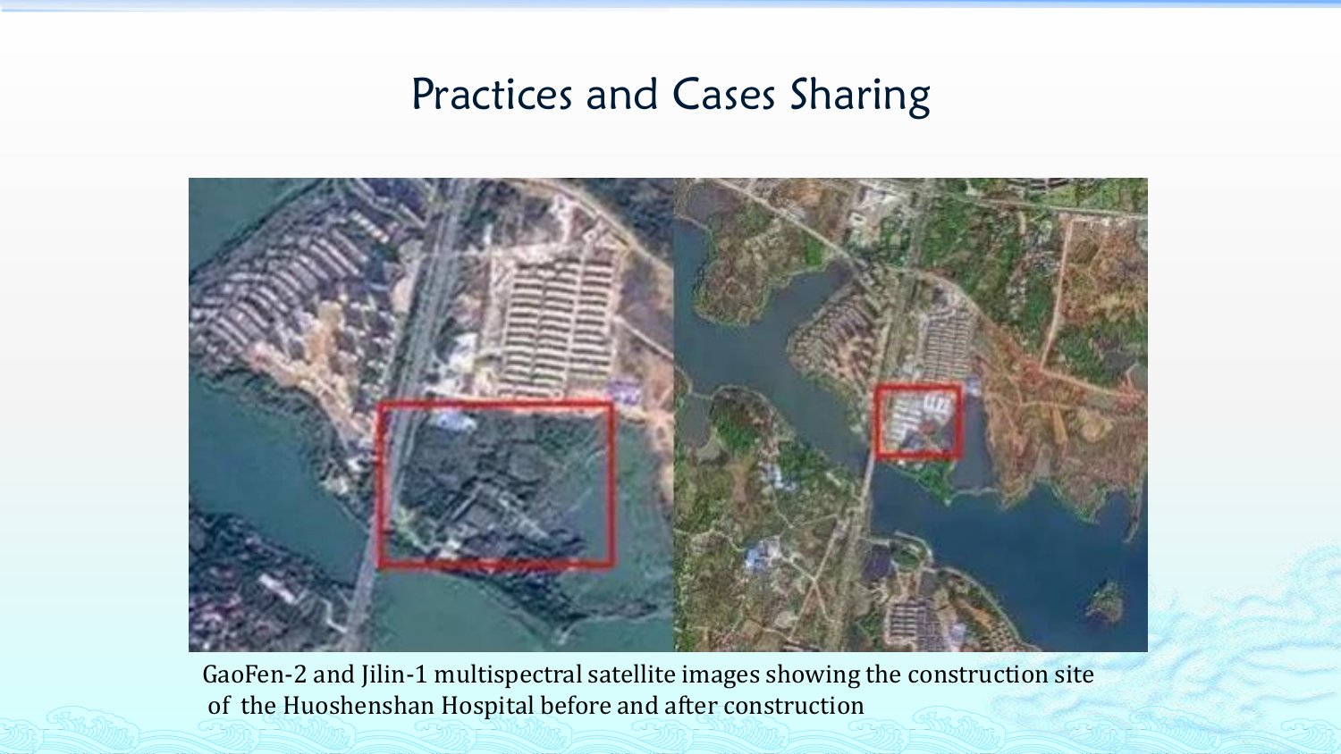# Practices and Cases Sharing

GaoFen-2 and Jilin-1 multispectral satellite images showing the construction site of the Huoshenshan Hospital before and after construction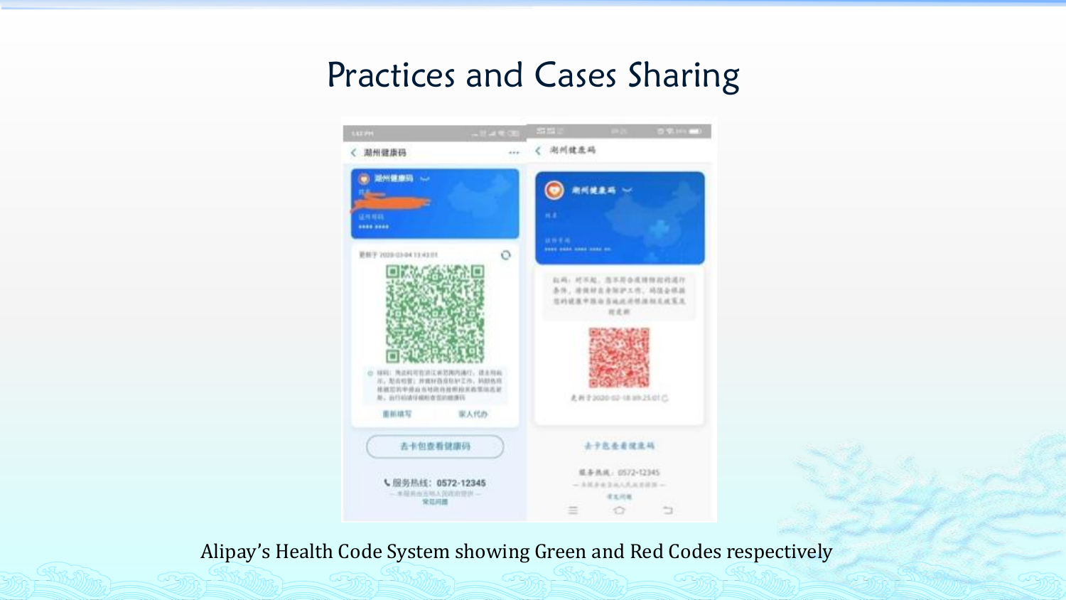# Practices and Cases Sharing

Alipay's Health Code System showing Green and Red Codes respectively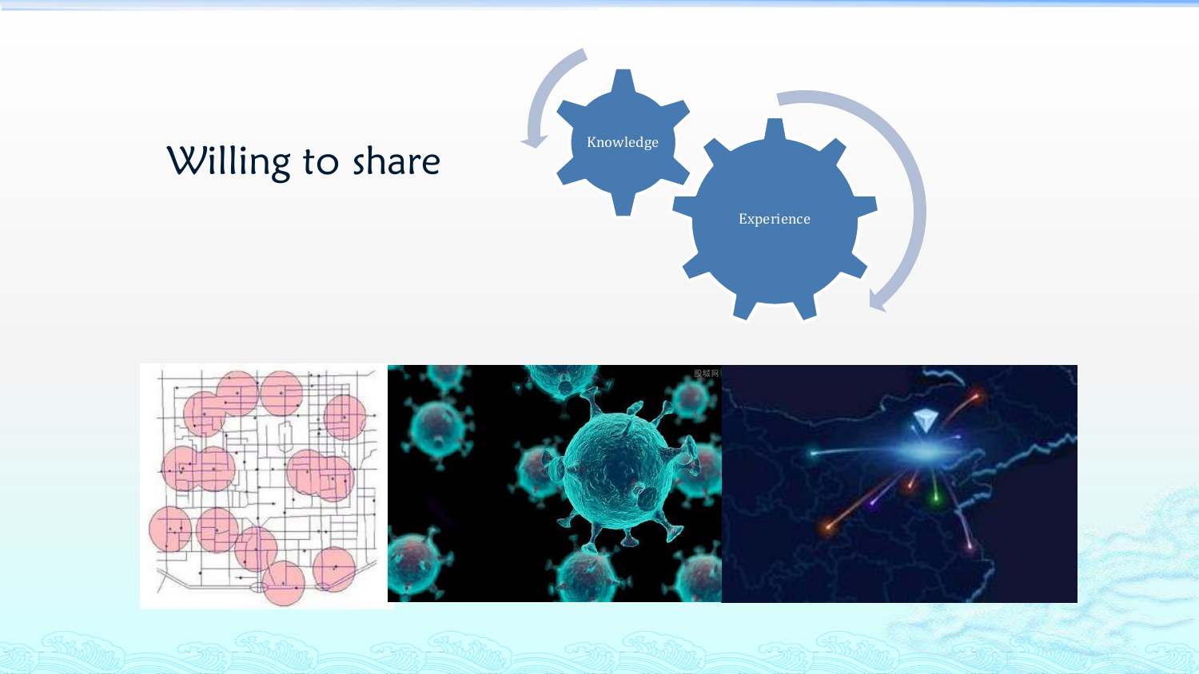# Willing to share

Knowledge

Experience